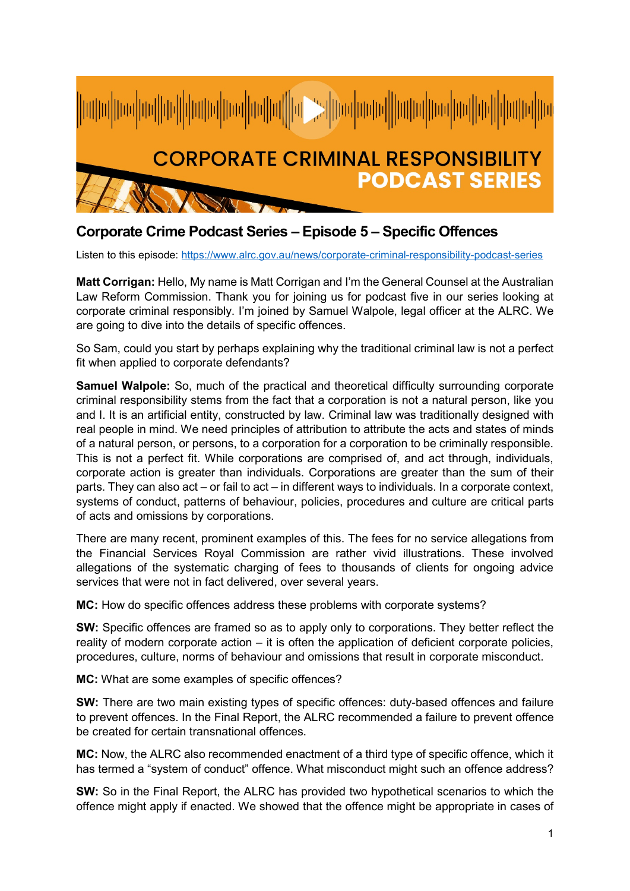CORPORATE CRIMINAL RESPONSIBILITY **PODCAST SERIES**

## Corporate Crime Podcast Series – Episode 5 – Specific Offences

Listen to this episode: https://www.alrc.gov.au/news/corporate-criminal-responsibility-podcast-series

**Matt Corrigan:** Hello, My name is Matt Corrigan and I'm the General Counsel at the Australian Law Reform Commission. Thank you for joining us for podcast five in our series looking at corporate criminal responsibly. I'm joined by Samuel Walpole, legal officer at the ALRC. We are going to dive into the details of specific offences.

So Sam, could you start by perhaps explaining why the traditional criminal law is not a perfect fit when applied to corporate defendants?

**Samuel Walpole:** So, much of the practical and theoretical difficulty surrounding corporate criminal responsibility stems from the fact that a corporation is not a natural person, like you and I. It is an artificial entity, constructed by law. Criminal law was traditionally designed with real people in mind. We need principles of attribution to attribute the acts and states of minds of a natural person, or persons, to a corporation for a corporation to be criminally responsible. This is not a perfect fit. While corporations are comprised of, and act through, individuals, corporate action is greater than individuals. Corporations are greater than the sum of their parts. They can also act – or fail to act – in different ways to individuals. In a corporate context, systems of conduct, patterns of behaviour, policies, procedures and culture are critical parts of acts and omissions by corporations.

There are many recent, prominent examples of this. The fees for no service allegations from the Financial Services Royal Commission are rather vivid illustrations. These involved allegations of the systematic charging of fees to thousands of clients for ongoing advice services that were not in fact delivered, over several years.

**MC:** How do specific offences address these problems with corporate systems?

**SW:** Specific offences are framed so as to apply only to corporations. They better reflect the reality of modern corporate action – it is often the application of deficient corporate policies, procedures, culture, norms of behaviour and omissions that result in corporate misconduct.

**MC:** What are some examples of specific offences?

**SW:** There are two main existing types of specific offences: duty-based offences and failure to prevent offences. In the Final Report, the ALRC recommended a failure to prevent offence be created for certain transnational offences.

**MC:** Now, the ALRC also recommended enactment of a third type of specific offence, which it has termed a "system of conduct" offence. What misconduct might such an offence address?

**SW:** So in the Final Report, the ALRC has provided two hypothetical scenarios to which the offence might apply if enacted. We showed that the offence might be appropriate in cases of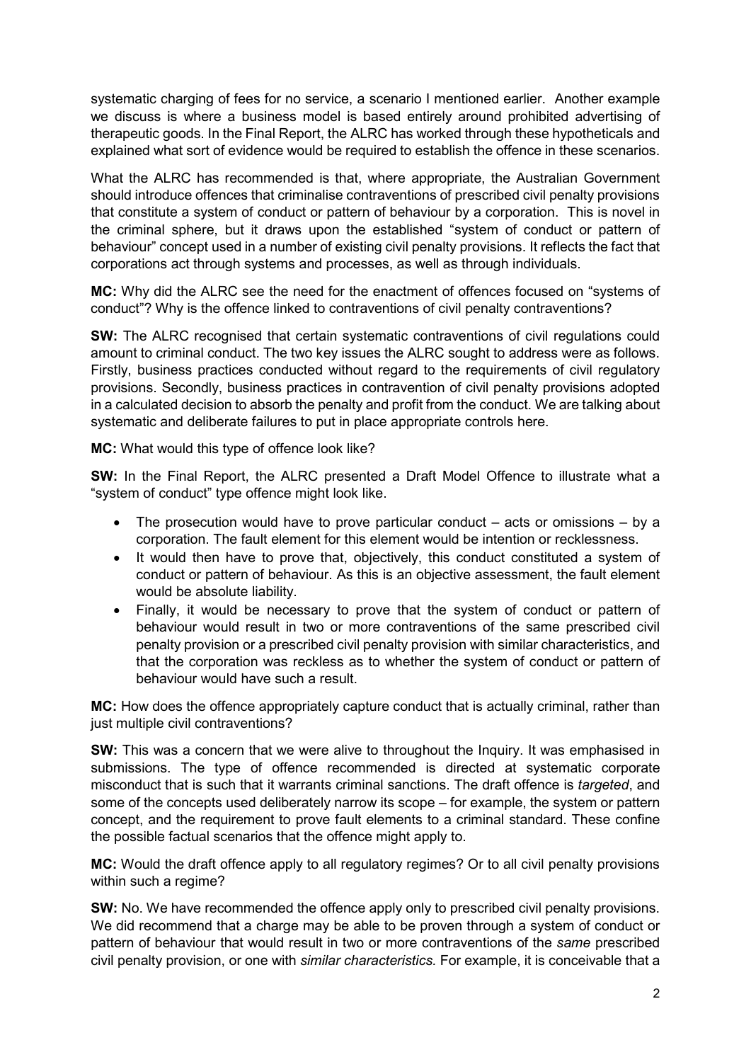systematic charging of fees for no service, a scenario I mentioned earlier. Another example we discuss is where a business model is based entirely around prohibited advertising of therapeutic goods. In the Final Report, the ALRC has worked through these hypotheticals and explained what sort of evidence would be required to establish the offence in these scenarios.

What the ALRC has recommended is that, where appropriate, the Australian Government should introduce offences that criminalise contraventions of prescribed civil penalty provisions that constitute a system of conduct or pattern of behaviour by a corporation. This is novel in the criminal sphere, but it draws upon the established "system of conduct or pattern of behaviour" concept used in a number of existing civil penalty provisions. It reflects the fact that corporations act through systems and processes, as well as through individuals.

**MC:** Why did the ALRC see the need for the enactment of offences focused on "systems of conduct"? Why is the offence linked to contraventions of civil penalty contraventions?

**SW:** The ALRC recognised that certain systematic contraventions of civil regulations could amount to criminal conduct. The two key issues the ALRC sought to address were as follows. Firstly, business practices conducted without regard to the requirements of civil regulatory provisions. Secondly, business practices in contravention of civil penalty provisions adopted in a calculated decision to absorb the penalty and profit from the conduct. We are talking about systematic and deliberate failures to put in place appropriate controls here.

**MC:** What would this type of offence look like?

**SW:** In the Final Report, the ALRC presented a Draft Model Offence to illustrate what a "system of conduct" type offence might look like.

- The prosecution would have to prove particular conduct – acts or omissions – by a corporation. The fault element for this element would be intention or recklessness.
- It would then have to prove that, objectively, this conduct constituted a system of conduct or pattern of behaviour. As this is an objective assessment, the fault element would be absolute liability.
- Finally, it would be necessary to prove that the system of conduct or pattern of behaviour would result in two or more contraventions of the same prescribed civil penalty provision or a prescribed civil penalty provision with similar characteristics, and that the corporation was reckless as to whether the system of conduct or pattern of behaviour would have such a result.

**MC:** How does the offence appropriately capture conduct that is actually criminal, rather than just multiple civil contraventions?

**SW:** This was a concern that we were alive to throughout the Inquiry. It was emphasised in submissions. The type of offence recommended is directed at systematic corporate misconduct that is such that it warrants criminal sanctions. The draft offence is *targeted*, and some of the concepts used deliberately narrow its scope – for example, the system or pattern concept, and the requirement to prove fault elements to a criminal standard. These confine the possible factual scenarios that the offence might apply to.

**MC:** Would the draft offence apply to all regulatory regimes? Or to all civil penalty provisions within such a regime?

**SW:** No. We have recommended the offence apply only to prescribed civil penalty provisions. We did recommend that a charge may be able to be proven through a system of conduct or pattern of behaviour that would result in two or more contraventions of the *same* prescribed civil penalty provision, or one with *similar characteristics.* For example, it is conceivable that a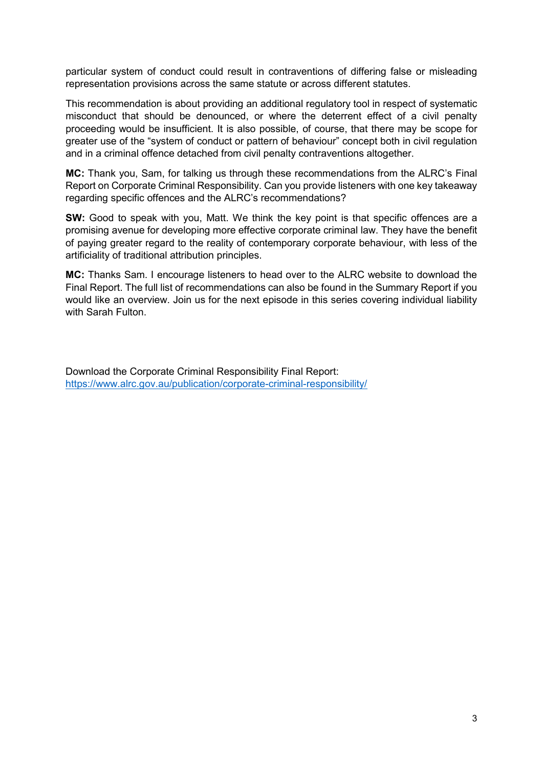particular system of conduct could result in contraventions of differing false or misleading representation provisions across the same statute or across different statutes.

This recommendation is about providing an additional regulatory tool in respect of systematic misconduct that should be denounced, or where the deterrent effect of a civil penalty proceeding would be insufficient. It is also possible, of course, that there may be scope for greater use of the "system of conduct or pattern of behaviour" concept both in civil regulation and in a criminal offence detached from civil penalty contraventions altogether.

**MC:** Thank you, Sam, for talking us through these recommendations from the ALRC's Final Report on Corporate Criminal Responsibility. Can you provide listeners with one key takeaway regarding specific offences and the ALRC's recommendations?

**SW:** Good to speak with you, Matt. We think the key point is that specific offences are a promising avenue for developing more effective corporate criminal law. They have the benefit of paying greater regard to the reality of contemporary corporate behaviour, with less of the artificiality of traditional attribution principles.

**MC:** Thanks Sam. I encourage listeners to head over to the ALRC website to download the Final Report. The full list of recommendations can also be found in the Summary Report if you would like an overview. Join us for the next episode in this series covering individual liability with Sarah Fulton.

Download the Corporate Criminal Responsibility Final Report:
https://www.alrc.gov.au/publication/corporate-criminal-responsibility/